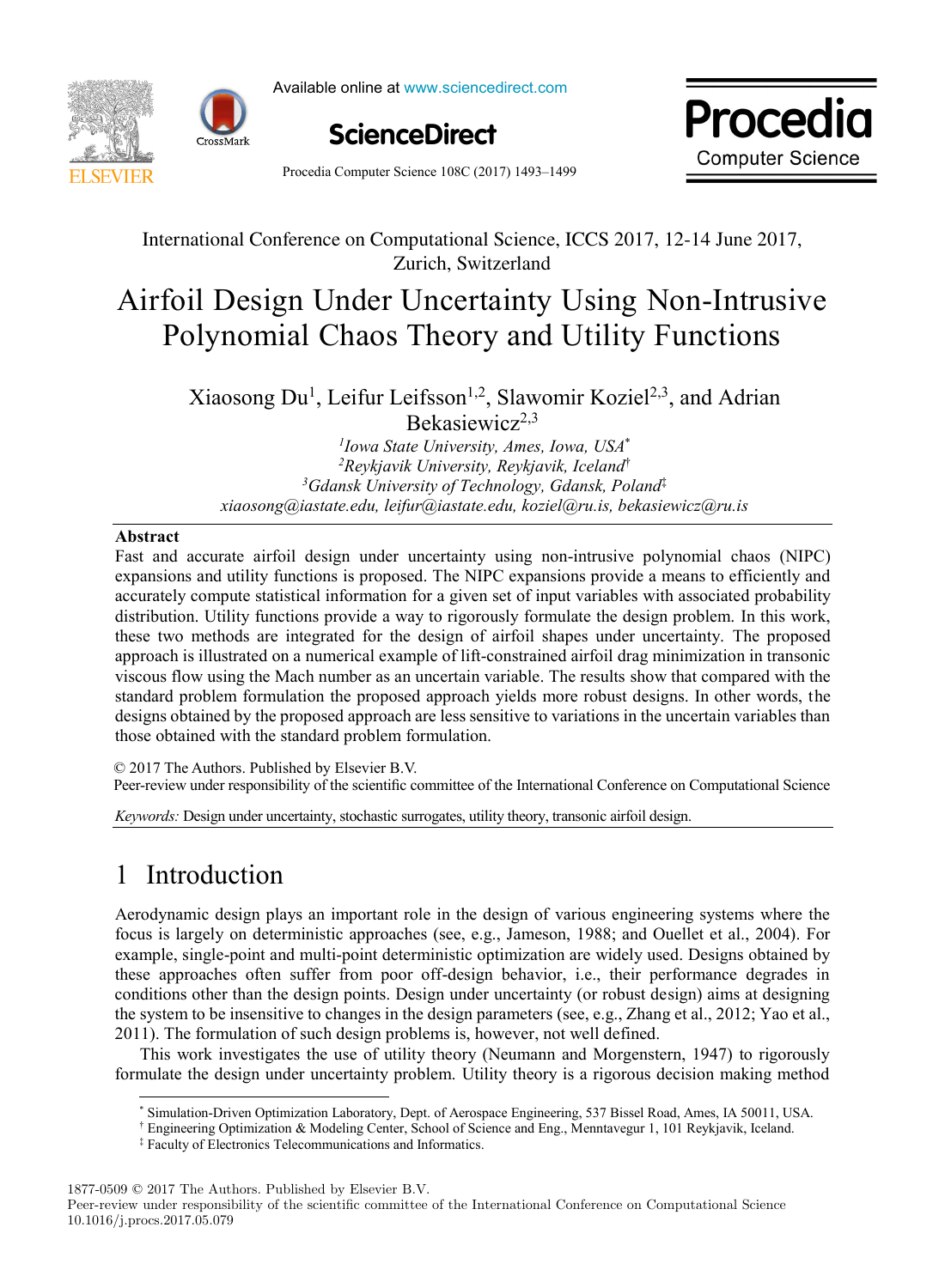International Conference on Computational Science, ICCS 2017, 12-14 June 2017, Zurich, Switzerland

# Airfoil Design Under Uncertainty Using Non-Intrusive Polynomial Chaos Theory and Utility Functions

Xiaosong Du[1], Leifur Leifsson[1,2], Slawomir Koziel[2,3], and Adrian Bekasiewicz[2,3]

[1]*Iowa State University, Ames, Iowa, USA*[*]
[2]*Reykjavik University, Reykjavik, Iceland*[†]
[3]*Gdansk University of Technology, Gdansk, Poland*[‡]
*xiaosong@iastate.edu, leifur@iastate.edu, koziel@ru.is, bekasiewicz@ru.is*

## Abstract

Fast and accurate airfoil design under uncertainty using non-intrusive polynomial chaos (NIPC) expansions and utility functions is proposed. The NIPC expansions provide a means to efficiently and accurately compute statistical information for a given set of input variables with associated probability distribution. Utility functions provide a way to rigorously formulate the design problem. In this work, these two methods are integrated for the design of airfoil shapes under uncertainty. The proposed approach is illustrated on a numerical example of lift-constrained airfoil drag minimization in transonic viscous flow using the Mach number as an uncertain variable. The results show that compared with the standard problem formulation the proposed approach yields more robust designs. In other words, the designs obtained by the proposed approach are less sensitive to variations in the uncertain variables than those obtained with the standard problem formulation.

© 2017 The Authors. Published by Elsevier B.V.
Peer-review under responsibility of the scientific committee of the International Conference on Computational Science

*Keywords:* Design under uncertainty, stochastic surrogates, utility theory, transonic airfoil design.

# 1 Introduction

Aerodynamic design plays an important role in the design of various engineering systems where the focus is largely on deterministic approaches (see, e.g., Jameson, 1988; and Ouellet et al., 2004). For example, single-point and multi-point deterministic optimization are widely used. Designs obtained by these approaches often suffer from poor off-design behavior, i.e., their performance degrades in conditions other than the design points. Design under uncertainty (or robust design) aims at designing the system to be insensitive to changes in the design parameters (see, e.g., Zhang et al., 2012; Yao et al., 2011). The formulation of such design problems is, however, not well defined.

This work investigates the use of utility theory (Neumann and Morgenstern, 1947) to rigorously formulate the design under uncertainty problem. Utility theory is a rigorous decision making method

[*] Simulation-Driven Optimization Laboratory, Dept. of Aerospace Engineering, 537 Bissel Road, Ames, IA 50011, USA.
[†] Engineering Optimization & Modeling Center, School of Science and Eng., Menntavegur 1, 101 Reykjavik, Iceland.
[‡] Faculty of Electronics Telecommunications and Informatics.

1877-0509 © 2017 The Authors. Published by Elsevier B.V.
Peer-review under responsibility of the scientific committee of the International Conference on Computational Science
10.1016/j.procs.2017.05.079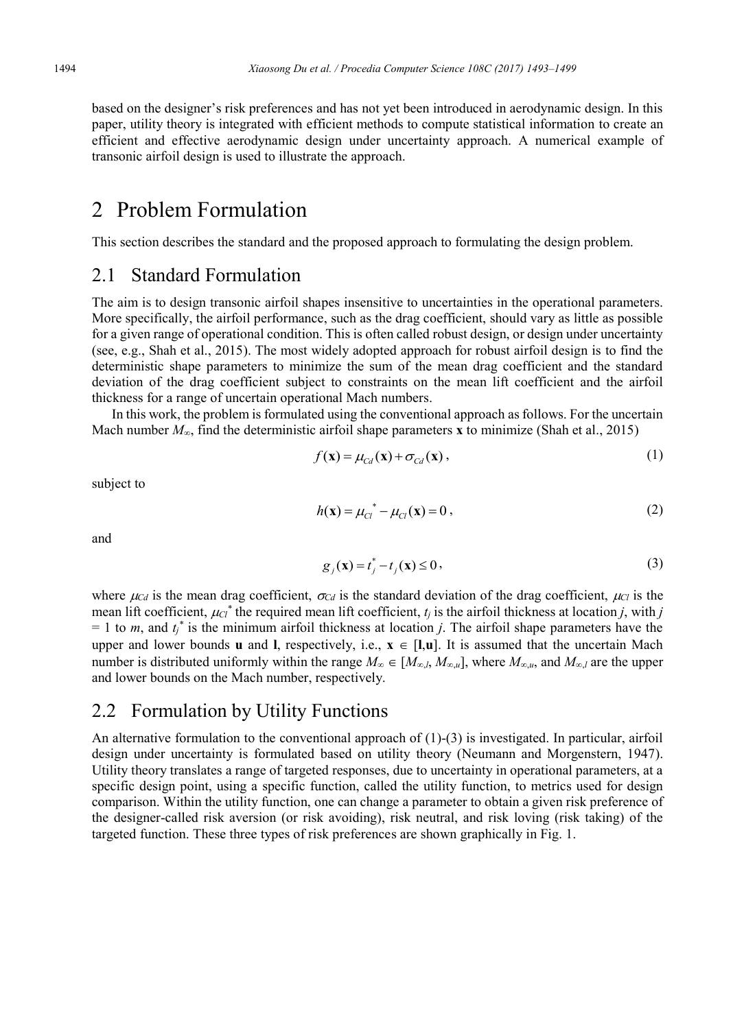based on the designer's risk preferences and has not yet been introduced in aerodynamic design. In this paper, utility theory is integrated with efficient methods to compute statistical information to create an efficient and effective aerodynamic design under uncertainty approach. A numerical example of transonic airfoil design is used to illustrate the approach.

# 2 Problem Formulation

This section describes the standard and the proposed approach to formulating the design problem.

## 2.1 Standard Formulation

The aim is to design transonic airfoil shapes insensitive to uncertainties in the operational parameters. More specifically, the airfoil performance, such as the drag coefficient, should vary as little as possible for a given range of operational condition. This is often called robust design, or design under uncertainty (see, e.g., Shah et al., 2015). The most widely adopted approach for robust airfoil design is to find the deterministic shape parameters to minimize the sum of the mean drag coefficient and the standard deviation of the drag coefficient subject to constraints on the mean lift coefficient and the airfoil thickness for a range of uncertain operational Mach numbers.

In this work, the problem is formulated using the conventional approach as follows. For the uncertain Mach number $M_\infty$, find the deterministic airfoil shape parameters $\mathbf{x}$ to minimize (Shah et al., 2015)

$$f(\mathbf{x}) = \mu_{Cd}(\mathbf{x}) + \sigma_{Cd}(\mathbf{x}), \tag{1}$$

subject to

$$h(\mathbf{x}) = \mu_{Cl}^{\ *} - \mu_{Cl}(\mathbf{x}) = 0, \tag{2}$$

and

$$g_j(\mathbf{x}) = t_j^* - t_j(\mathbf{x}) \le 0, \tag{3}$$

where $\mu_{Cd}$ is the mean drag coefficient, $\sigma_{Cd}$ is the standard deviation of the drag coefficient, $\mu_{Cl}$ is the mean lift coefficient, $\mu_{Cl}^{\ *}$ the required mean lift coefficient, $t_j$ is the airfoil thickness at location $j$, with $j = 1$ to $m$, and $t_j^*$ is the minimum airfoil thickness at location $j$. The airfoil shape parameters have the upper and lower bounds $\mathbf{u}$ and $\mathbf{l}$, respectively, i.e., $\mathbf{x} \in [\mathbf{l},\mathbf{u}]$. It is assumed that the uncertain Mach number is distributed uniformly within the range $M_\infty \in [M_{\infty,l}, M_{\infty,u}]$, where $M_{\infty,u}$, and $M_{\infty,l}$ are the upper and lower bounds on the Mach number, respectively.

## 2.2 Formulation by Utility Functions

An alternative formulation to the conventional approach of (1)-(3) is investigated. In particular, airfoil design under uncertainty is formulated based on utility theory (Neumann and Morgenstern, 1947). Utility theory translates a range of targeted responses, due to uncertainty in operational parameters, at a specific design point, using a specific function, called the utility function, to metrics used for design comparison. Within the utility function, one can change a parameter to obtain a given risk preference of the designer-called risk aversion (or risk avoiding), risk neutral, and risk loving (risk taking) of the targeted function. These three types of risk preferences are shown graphically in Fig. 1.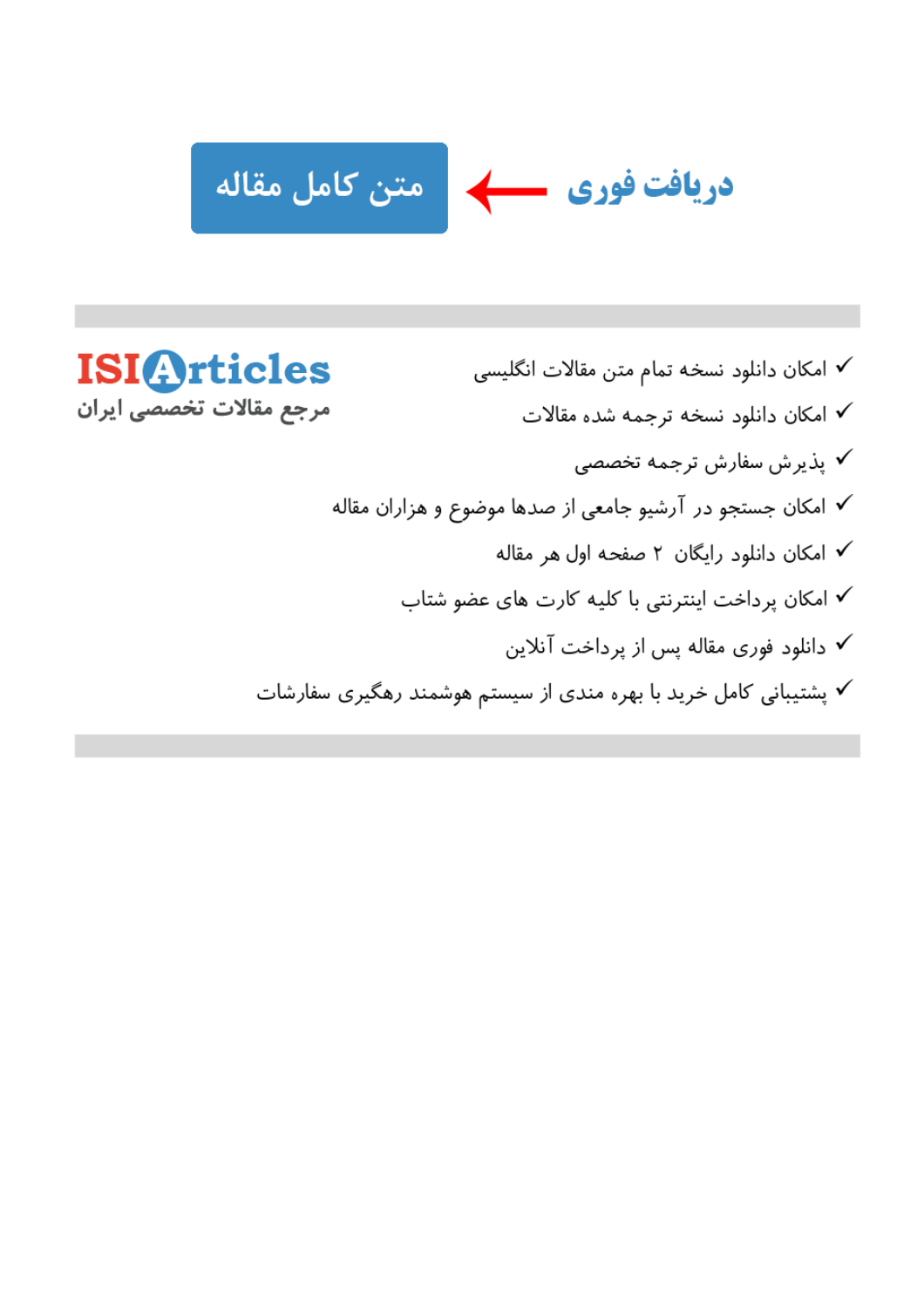دریافت فوری ← **متن کامل مقاله**

**ISIArticles**
مرجع مقالات تخصصی ایران

- ✓ امکان دانلود نسخه تمام متن مقالات انگلیسی
- ✓ امکان دانلود نسخه ترجمه شده مقالات
- ✓ پذیرش سفارش ترجمه تخصصی
- ✓ امکان جستجو در آرشیو جامعی از صدها موضوع و هزاران مقاله
- ✓ امکان دانلود رایگان ۲ صفحه اول هر مقاله
- ✓ امکان پرداخت اینترنتی با کلیه کارت های عضو شتاب
- ✓ دانلود فوری مقاله پس از پرداخت آنلاین
- ✓ پشتیبانی کامل خرید با بهره مندی از سیستم هوشمند رهگیری سفارشات